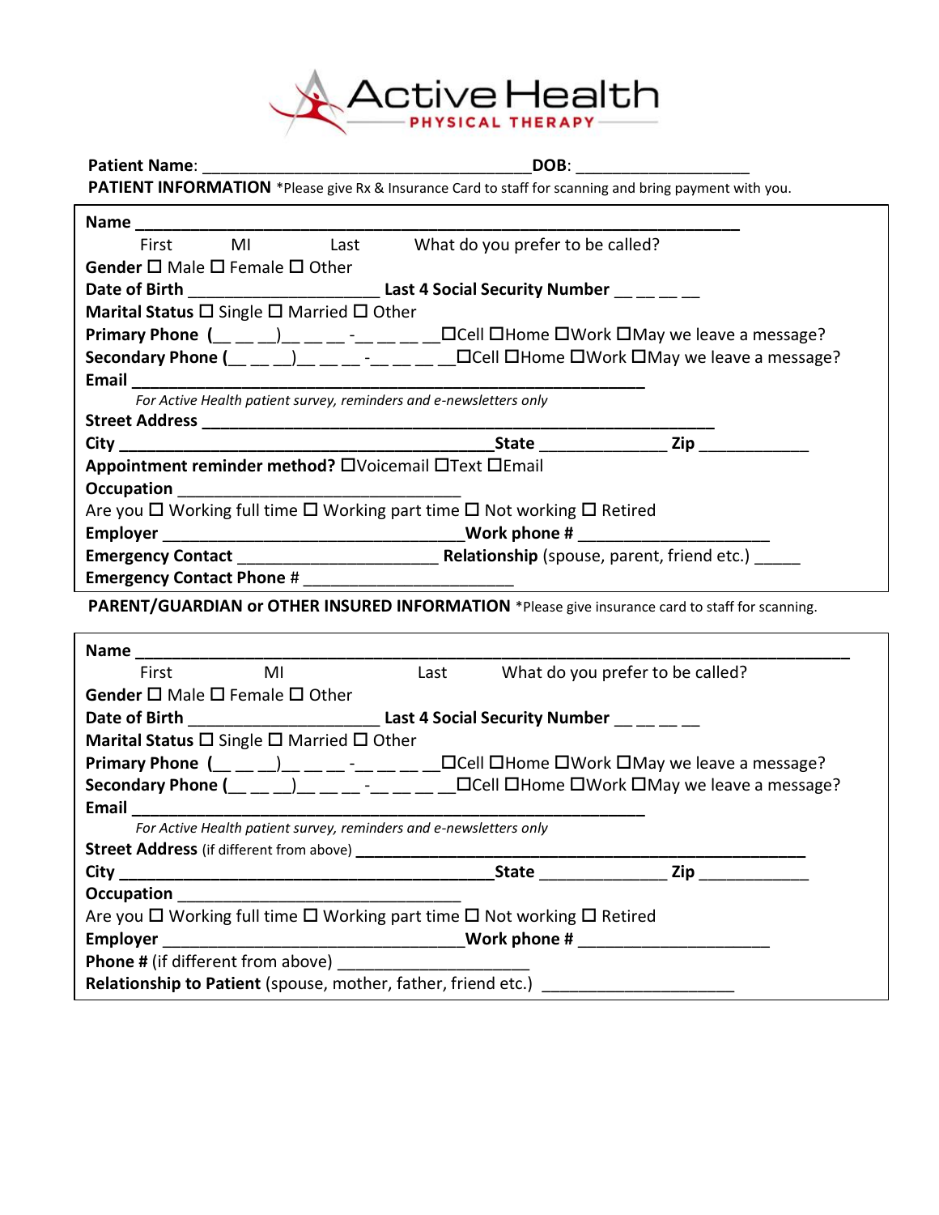# Active Health PHYSICAL THERAPY

**Patient Name**: ______________________________________ **DOB**: ___________________

**PATIENT INFORMATION** *Please give Rx & Insurance Card to staff for scanning and bring payment with you.

**Name** ____________________________________________________________________

First MI Last What do you prefer to be called?

**Gender** ☐ Male ☐ Female ☐ Other

**Date of Birth** ______________________ **Last 4 Social Security Number** __ __ __ __

**Marital Status** ☐ Single ☐ Married ☐ Other

**Primary Phone** (__ __ __)__ __ __ -__ __ __ __ ☐Cell ☐Home ☐Work ☐May we leave a message?

**Secondary Phone** (__ __ __)__ __ __ -__ __ __ __ ☐Cell ☐Home ☐Work ☐May we leave a message?

**Email** __________________________________________________________

*For Active Health patient survey, reminders and e-newsletters only*

**Street Address** ___________________________________________________________

**City** ____________________________________________ **State** ______________ **Zip** ____________

**Appointment reminder method?** ☐Voicemail ☐Text ☐Email

**Occupation** ________________________________

Are you ☐ Working full time ☐ Working part time ☐ Not working ☐ Retired

**Employer** __________________________________ **Work phone #** _____________________

**Emergency Contact** ______________________ **Relationship** (spouse, parent, friend etc.) _____

**Emergency Contact Phone #** _______________________

**PARENT/GUARDIAN or OTHER INSURED INFORMATION** *Please give insurance card to staff for scanning.

**Name** ______________________________________________________________________________

First MI Last What do you prefer to be called?

**Gender** ☐ Male ☐ Female ☐ Other

**Date of Birth** ______________________ **Last 4 Social Security Number** __ __ __ __

**Marital Status** ☐ Single ☐ Married ☐ Other

**Primary Phone** (__ __ __)__ __ __ -__ __ __ __ ☐Cell ☐Home ☐Work ☐May we leave a message?

**Secondary Phone** (__ __ __)__ __ __ -__ __ __ __ ☐Cell ☐Home ☐Work ☐May we leave a message?

**Email** __________________________________________________________

*For Active Health patient survey, reminders and e-newsletters only*

**Street Address** (if different from above) ________________________________________________

**City** ____________________________________________ **State** ______________ **Zip** ____________

**Occupation** ________________________________

Are you ☐ Working full time ☐ Working part time ☐ Not working ☐ Retired

**Employer** __________________________________ **Work phone #** _____________________

**Phone #** (if different from above) _____________________

**Relationship to Patient** (spouse, mother, father, friend etc.) _____________________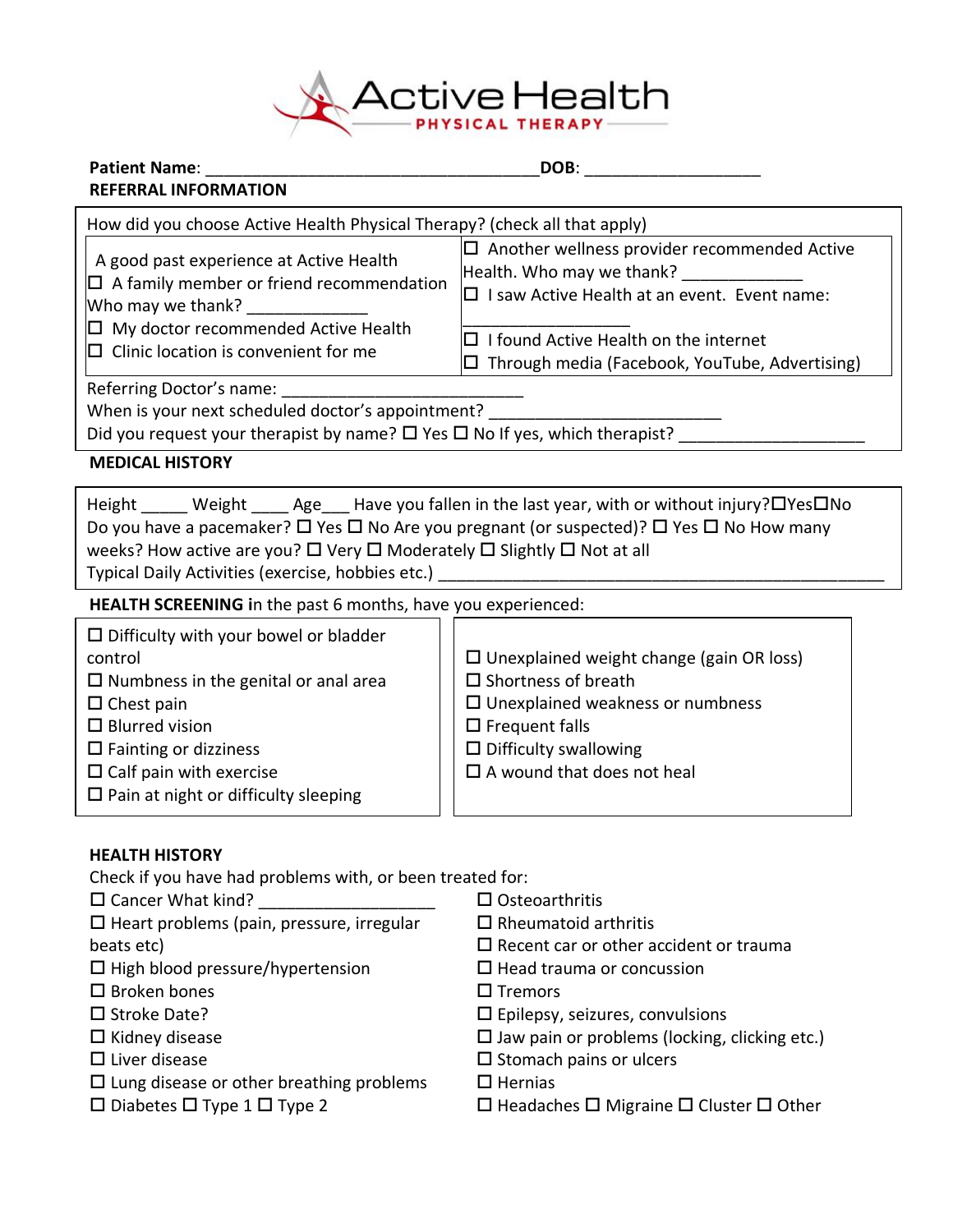# Active Health PHYSICAL THERAPY

**Patient Name**: ____________________________________ **DOB**: __________________

**REFERRAL INFORMATION**

How did you choose Active Health Physical Therapy? (check all that apply)

A good past experience at Active Health
☐ A family member or friend recommendation Who may we thank? _____________
☐ My doctor recommended Active Health
☐ Clinic location is convenient for me

☐ Another wellness provider recommended Active Health. Who may we thank? _____________
☐ I saw Active Health at an event. Event name: _________________
☐ I found Active Health on the internet
☐ Through media (Facebook, YouTube, Advertising)

Referring Doctor's name: __________________________
When is your next scheduled doctor's appointment? _________________________
Did you request your therapist by name? ☐ Yes ☐ No If yes, which therapist? ___________________

**MEDICAL HISTORY**

Height _____ Weight ____ Age___ Have you fallen in the last year, with or without injury?☐Yes☐No
Do you have a pacemaker? ☐ Yes ☐ No Are you pregnant (or suspected)? ☐ Yes ☐ No How many weeks? How active are you? ☐ Very ☐ Moderately ☐ Slightly ☐ Not at all
Typical Daily Activities (exercise, hobbies etc.) _________________________________________________

**HEALTH SCREENING** in the past 6 months, have you experienced:

☐ Difficulty with your bowel or bladder control
☐ Numbness in the genital or anal area
☐ Chest pain
☐ Blurred vision
☐ Fainting or dizziness
☐ Calf pain with exercise
☐ Pain at night or difficulty sleeping

☐ Unexplained weight change (gain OR loss)
☐ Shortness of breath
☐ Unexplained weakness or numbness
☐ Frequent falls
☐ Difficulty swallowing
☐ A wound that does not heal

**HEALTH HISTORY**

Check if you have had problems with, or been treated for:

☐ Cancer What kind? ___________________
☐ Heart problems (pain, pressure, irregular beats etc)
☐ High blood pressure/hypertension
☐ Broken bones
☐ Stroke Date?
☐ Kidney disease
☐ Liver disease
☐ Lung disease or other breathing problems
☐ Diabetes ☐ Type 1 ☐ Type 2

☐ Osteoarthritis
☐ Rheumatoid arthritis
☐ Recent car or other accident or trauma
☐ Head trauma or concussion
☐ Tremors
☐ Epilepsy, seizures, convulsions
☐ Jaw pain or problems (locking, clicking etc.)
☐ Stomach pains or ulcers
☐ Hernias
☐ Headaches ☐ Migraine ☐ Cluster ☐ Other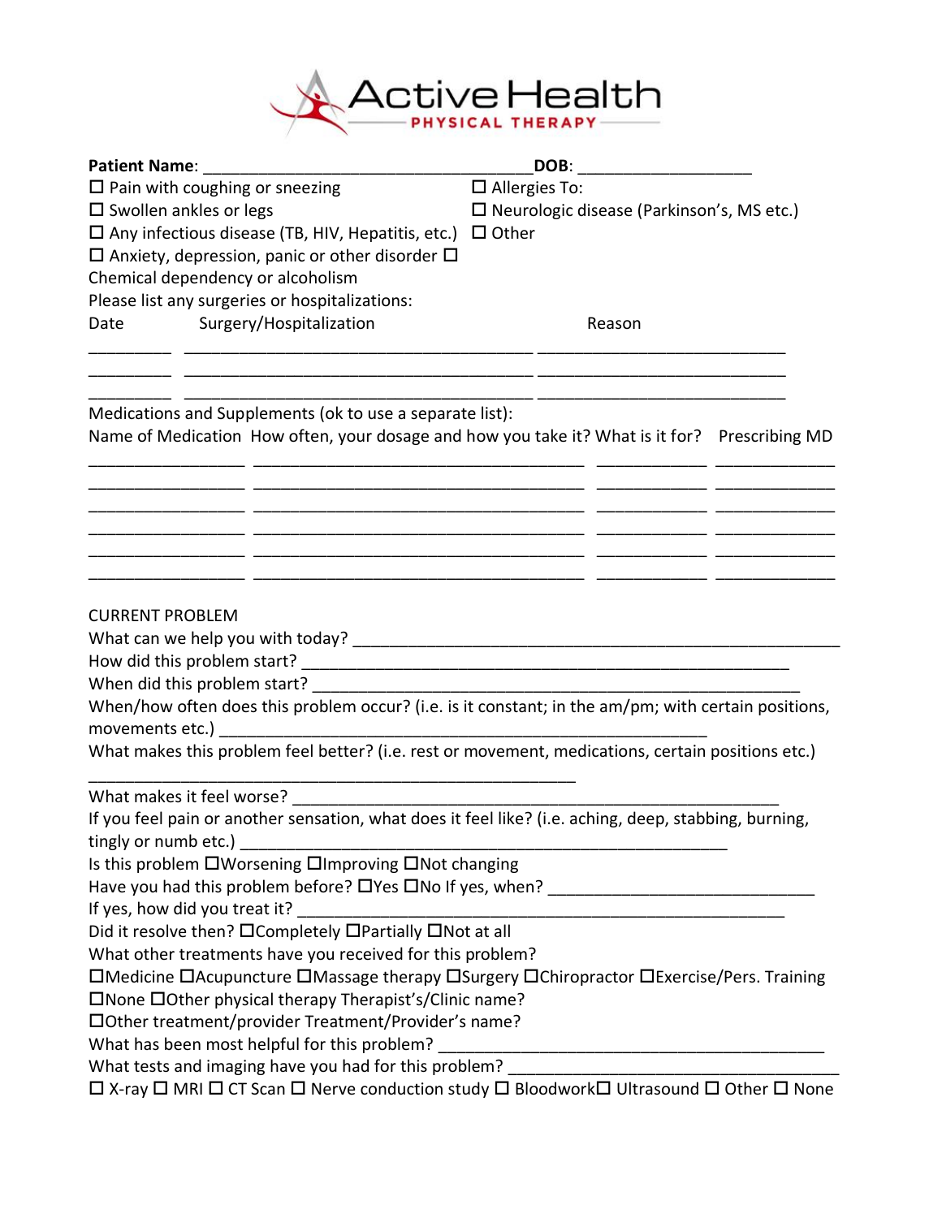# Active Health
PHYSICAL THERAPY

**Patient Name**: ____________________________________**DOB**: __________________

☐ Pain with coughing or sneezing
☐ Swollen ankles or legs
☐ Any infectious disease (TB, HIV, Hepatitis, etc.)
☐ Anxiety, depression, panic or other disorder
☐ Chemical dependency or alcoholism
☐ Allergies To:
☐ Neurologic disease (Parkinson's, MS etc.)
☐ Other

Please list any surgeries or hospitalizations:

| Date | Surgery/Hospitalization | Reason |
|---|---|---|
| _________ | ____________________________________ | __________________________ |
| _________ | ____________________________________ | __________________________ |
| _________ | ____________________________________ | __________________________ |

Medications and Supplements (ok to use a separate list):

| Name of Medication | How often, your dosage and how you take it? | What is it for? | Prescribing MD |
|---|---|---|---|
| ________________ | __________________________________ | ___________ | ____________ |
| ________________ | __________________________________ | ___________ | ____________ |
| ________________ | __________________________________ | ___________ | ____________ |
| ________________ | __________________________________ | ___________ | ____________ |
| ________________ | __________________________________ | ___________ | ____________ |
| ________________ | __________________________________ | ___________ | ____________ |

CURRENT PROBLEM

What can we help you with today? ___________________________________________________

How did this problem start? _______________________________________________________

When did this problem start? ______________________________________________________

When/how often does this problem occur? (i.e. is it constant; in the am/pm; with certain positions, movements etc.) ___________________________________________________

What makes this problem feel better? (i.e. rest or movement, medications, certain positions etc.) ___________________________________________________

What makes it feel worse? ________________________________________________________

If you feel pain or another sensation, what does it feel like? (i.e. aching, deep, stabbing, burning, tingly or numb etc.) ___________________________________________________

Is this problem ☐Worsening ☐Improving ☐Not changing

Have you had this problem before? ☐Yes ☐No If yes, when? ____________________________

If yes, how did you treat it? _______________________________________________________

Did it resolve then? ☐Completely ☐Partially ☐Not at all

What other treatments have you received for this problem?

☐Medicine ☐Acupuncture ☐Massage therapy ☐Surgery ☐Chiropractor ☐Exercise/Pers. Training ☐None ☐Other physical therapy Therapist's/Clinic name?

☐Other treatment/provider Treatment/Provider's name?

What has been most helpful for this problem? ____________________________________________

What tests and imaging have you had for this problem? ______________________________________

☐ X-ray ☐ MRI ☐ CT Scan ☐ Nerve conduction study ☐ Bloodwork ☐ Ultrasound ☐ Other ☐ None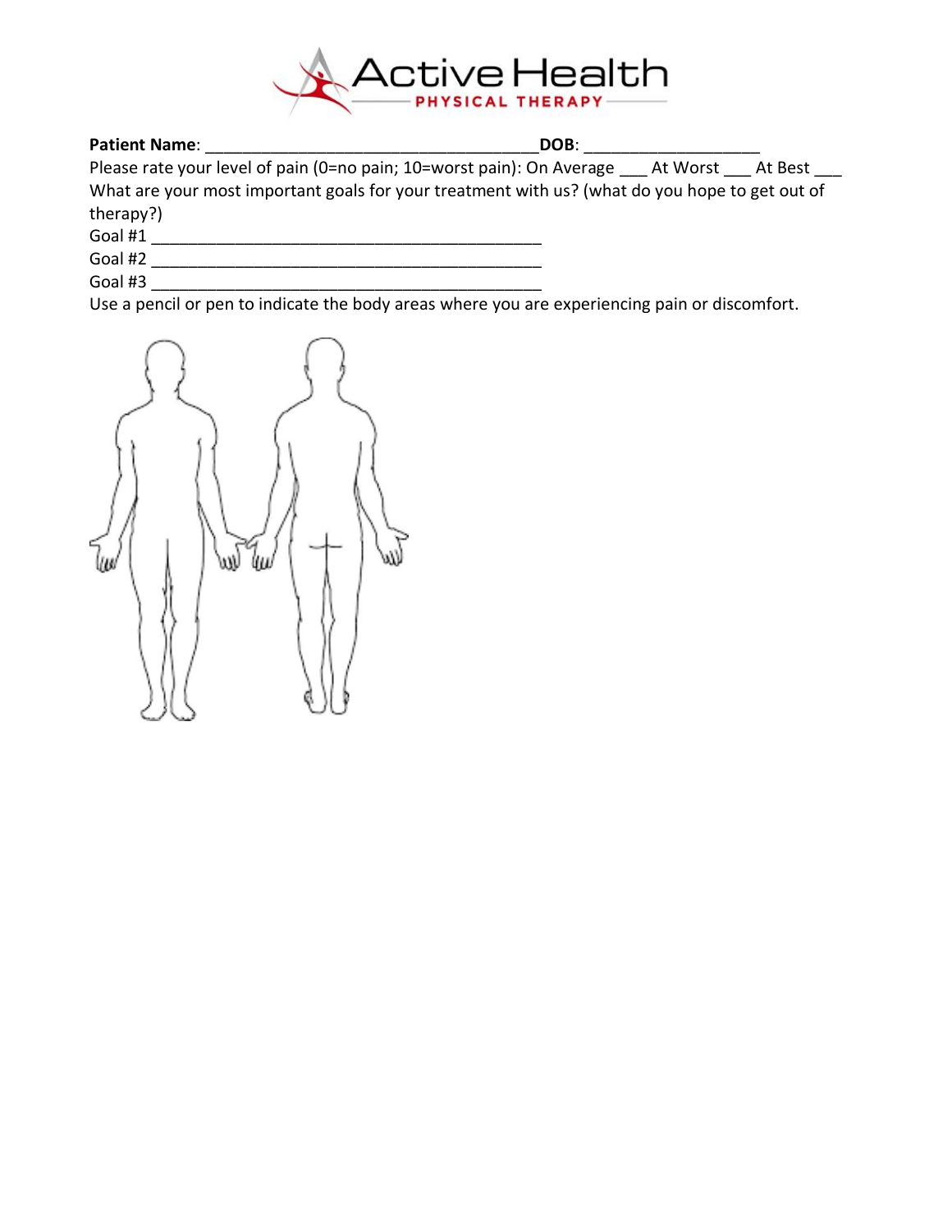Active Health
PHYSICAL THERAPY

**Patient Name**: ____________________________________**DOB**: ___________________

Please rate your level of pain (0=no pain; 10=worst pain): On Average ___ At Worst ___ At Best ___

What are your most important goals for your treatment with us? (what do you hope to get out of therapy?)

Goal #1 ___________________________________________

Goal #2 ___________________________________________

Goal #3 ___________________________________________

Use a pencil or pen to indicate the body areas where you are experiencing pain or discomfort.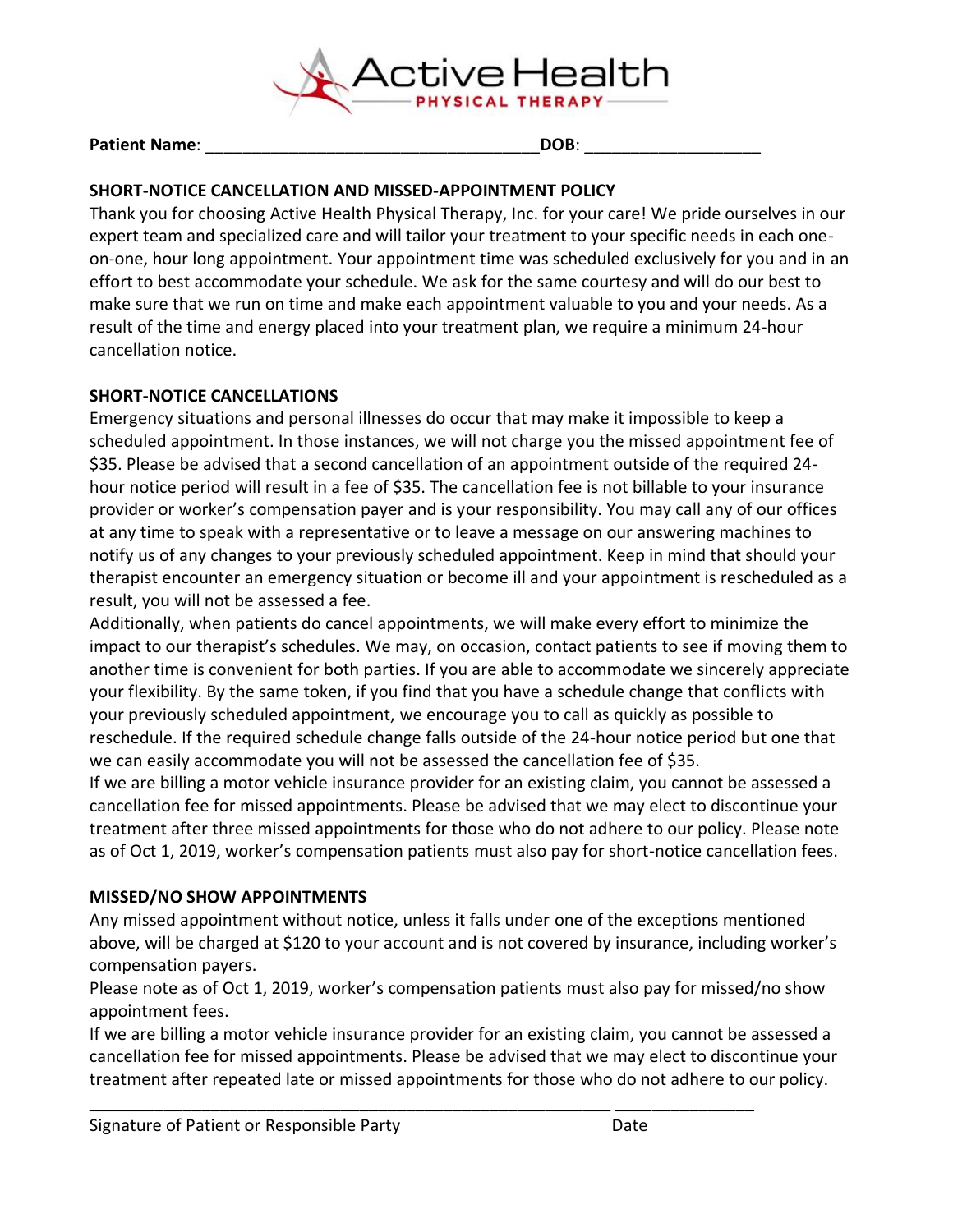Active Health PHYSICAL THERAPY

**Patient Name**: ___________________________________ **DOB**: __________________

**SHORT-NOTICE CANCELLATION AND MISSED-APPOINTMENT POLICY**

Thank you for choosing Active Health Physical Therapy, Inc. for your care! We pride ourselves in our expert team and specialized care and will tailor your treatment to your specific needs in each one-on-one, hour long appointment. Your appointment time was scheduled exclusively for you and in an effort to best accommodate your schedule. We ask for the same courtesy and will do our best to make sure that we run on time and make each appointment valuable to you and your needs. As a result of the time and energy placed into your treatment plan, we require a minimum 24-hour cancellation notice.

**SHORT-NOTICE CANCELLATIONS**

Emergency situations and personal illnesses do occur that may make it impossible to keep a scheduled appointment. In those instances, we will not charge you the missed appointment fee of $35. Please be advised that a second cancellation of an appointment outside of the required 24-hour notice period will result in a fee of $35. The cancellation fee is not billable to your insurance provider or worker's compensation payer and is your responsibility. You may call any of our offices at any time to speak with a representative or to leave a message on our answering machines to notify us of any changes to your previously scheduled appointment. Keep in mind that should your therapist encounter an emergency situation or become ill and your appointment is rescheduled as a result, you will not be assessed a fee.

Additionally, when patients do cancel appointments, we will make every effort to minimize the impact to our therapist's schedules. We may, on occasion, contact patients to see if moving them to another time is convenient for both parties. If you are able to accommodate we sincerely appreciate your flexibility. By the same token, if you find that you have a schedule change that conflicts with your previously scheduled appointment, we encourage you to call as quickly as possible to reschedule. If the required schedule change falls outside of the 24-hour notice period but one that we can easily accommodate you will not be assessed the cancellation fee of $35.

If we are billing a motor vehicle insurance provider for an existing claim, you cannot be assessed a cancellation fee for missed appointments. Please be advised that we may elect to discontinue your treatment after three missed appointments for those who do not adhere to our policy. Please note as of Oct 1, 2019, worker's compensation patients must also pay for short-notice cancellation fees.

**MISSED/NO SHOW APPOINTMENTS**

Any missed appointment without notice, unless it falls under one of the exceptions mentioned above, will be charged at $120 to your account and is not covered by insurance, including worker's compensation payers.

Please note as of Oct 1, 2019, worker's compensation patients must also pay for missed/no show appointment fees.

If we are billing a motor vehicle insurance provider for an existing claim, you cannot be assessed a cancellation fee for missed appointments. Please be advised that we may elect to discontinue your treatment after repeated late or missed appointments for those who do not adhere to our policy.

___________________________________________________________ _______________

Signature of Patient or Responsible Party Date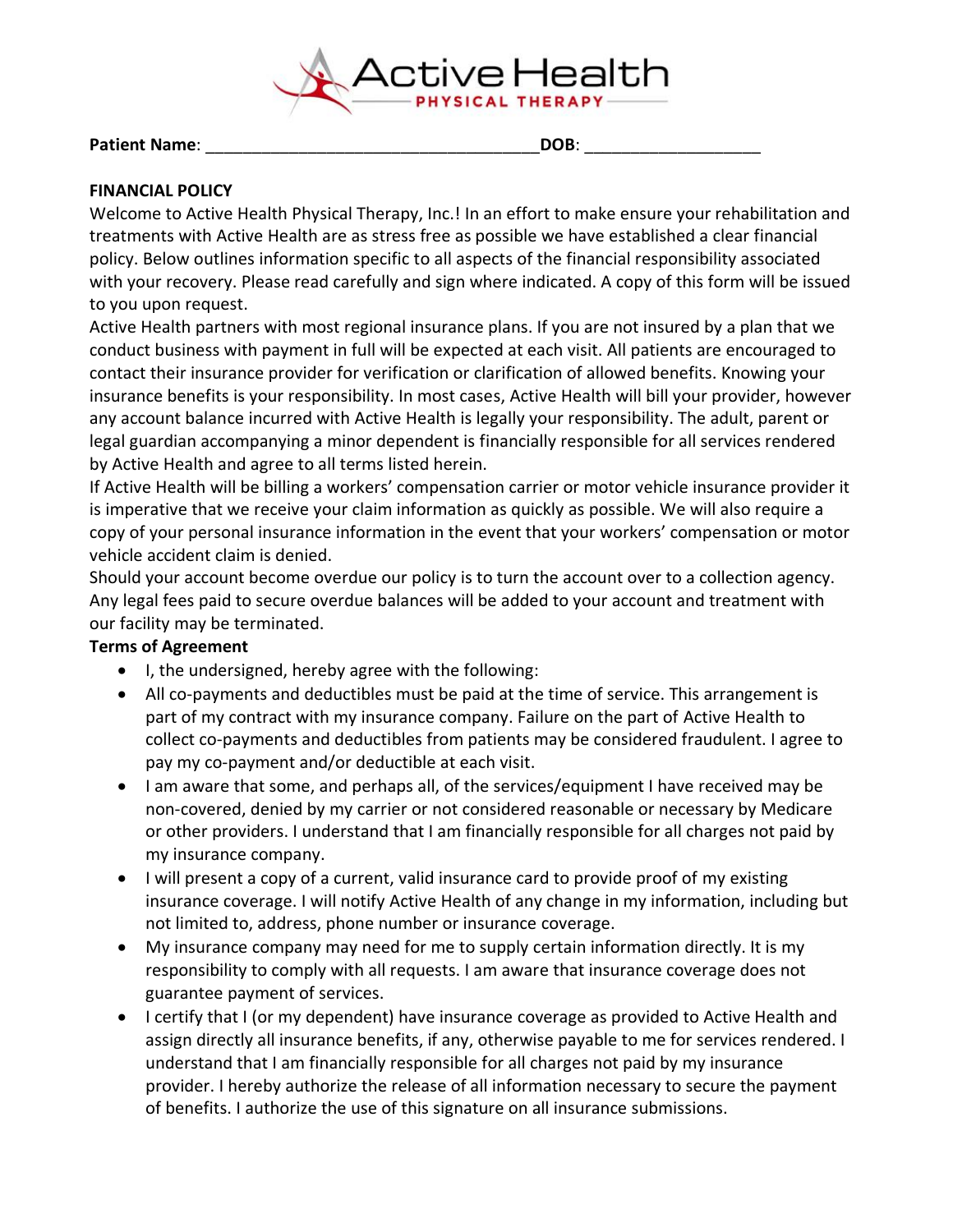**Patient Name**: ___________________________________ **DOB**: ___________________

**FINANCIAL POLICY**

Welcome to Active Health Physical Therapy, Inc.! In an effort to make ensure your rehabilitation and treatments with Active Health are as stress free as possible we have established a clear financial policy. Below outlines information specific to all aspects of the financial responsibility associated with your recovery. Please read carefully and sign where indicated. A copy of this form will be issued to you upon request.

Active Health partners with most regional insurance plans. If you are not insured by a plan that we conduct business with payment in full will be expected at each visit. All patients are encouraged to contact their insurance provider for verification or clarification of allowed benefits. Knowing your insurance benefits is your responsibility. In most cases, Active Health will bill your provider, however any account balance incurred with Active Health is legally your responsibility. The adult, parent or legal guardian accompanying a minor dependent is financially responsible for all services rendered by Active Health and agree to all terms listed herein.

If Active Health will be billing a workers' compensation carrier or motor vehicle insurance provider it is imperative that we receive your claim information as quickly as possible. We will also require a copy of your personal insurance information in the event that your workers' compensation or motor vehicle accident claim is denied.

Should your account become overdue our policy is to turn the account over to a collection agency. Any legal fees paid to secure overdue balances will be added to your account and treatment with our facility may be terminated.

**Terms of Agreement**

- I, the undersigned, hereby agree with the following:
- All co-payments and deductibles must be paid at the time of service. This arrangement is part of my contract with my insurance company. Failure on the part of Active Health to collect co-payments and deductibles from patients may be considered fraudulent. I agree to pay my co-payment and/or deductible at each visit.
- I am aware that some, and perhaps all, of the services/equipment I have received may be non-covered, denied by my carrier or not considered reasonable or necessary by Medicare or other providers. I understand that I am financially responsible for all charges not paid by my insurance company.
- I will present a copy of a current, valid insurance card to provide proof of my existing insurance coverage. I will notify Active Health of any change in my information, including but not limited to, address, phone number or insurance coverage.
- My insurance company may need for me to supply certain information directly. It is my responsibility to comply with all requests. I am aware that insurance coverage does not guarantee payment of services.
- I certify that I (or my dependent) have insurance coverage as provided to Active Health and assign directly all insurance benefits, if any, otherwise payable to me for services rendered. I understand that I am financially responsible for all charges not paid by my insurance provider. I hereby authorize the release of all information necessary to secure the payment of benefits. I authorize the use of this signature on all insurance submissions.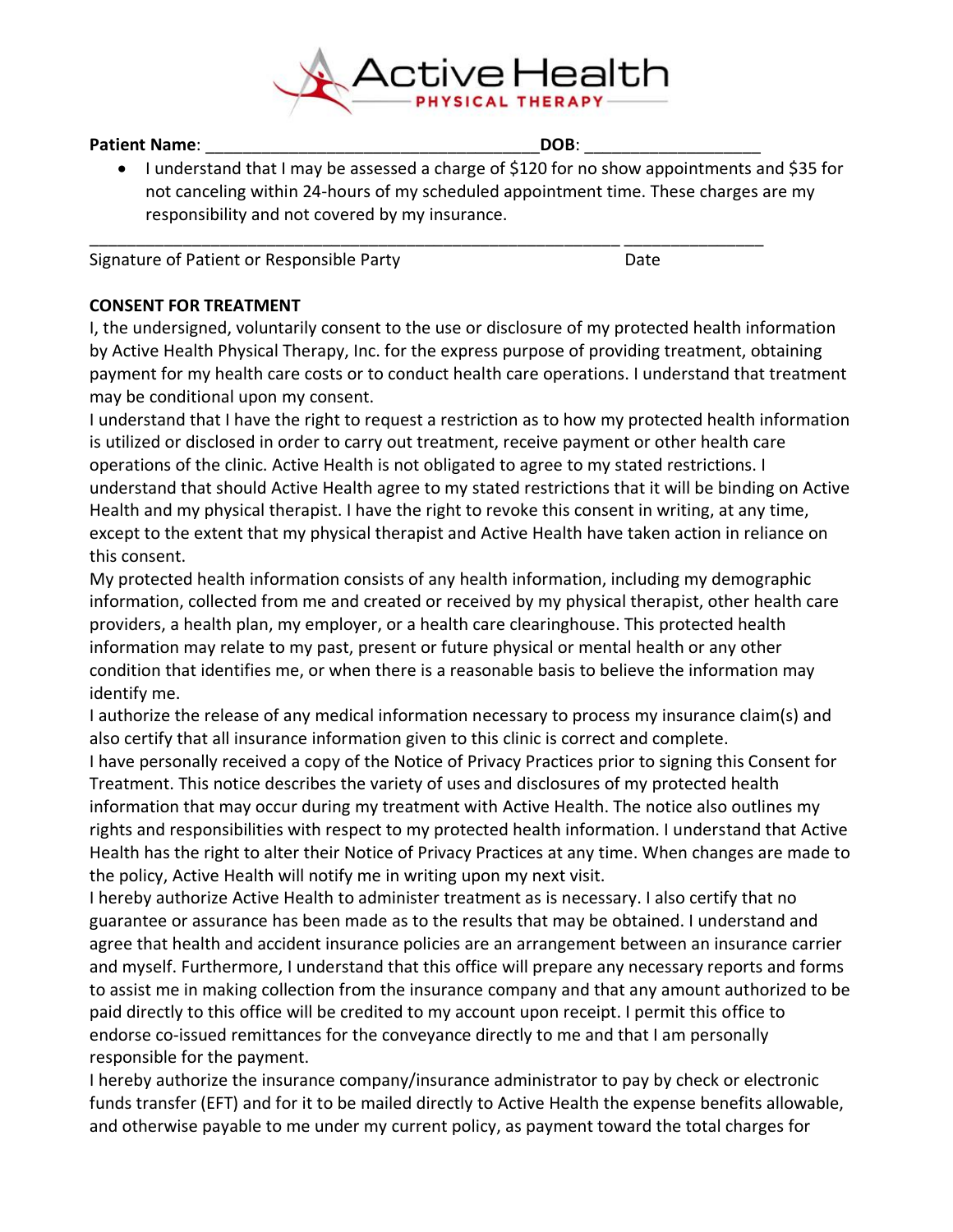**Patient Name**: ___________________________________ **DOB**: ___________________

- I understand that I may be assessed a charge of $120 for no show appointments and $35 for not canceling within 24-hours of my scheduled appointment time. These charges are my responsibility and not covered by my insurance.

___________________________________________________________ _______________

Signature of Patient or Responsible Party Date

**CONSENT FOR TREATMENT**

I, the undersigned, voluntarily consent to the use or disclosure of my protected health information by Active Health Physical Therapy, Inc. for the express purpose of providing treatment, obtaining payment for my health care costs or to conduct health care operations. I understand that treatment may be conditional upon my consent.

I understand that I have the right to request a restriction as to how my protected health information is utilized or disclosed in order to carry out treatment, receive payment or other health care operations of the clinic. Active Health is not obligated to agree to my stated restrictions. I understand that should Active Health agree to my stated restrictions that it will be binding on Active Health and my physical therapist. I have the right to revoke this consent in writing, at any time, except to the extent that my physical therapist and Active Health have taken action in reliance on this consent.

My protected health information consists of any health information, including my demographic information, collected from me and created or received by my physical therapist, other health care providers, a health plan, my employer, or a health care clearinghouse. This protected health information may relate to my past, present or future physical or mental health or any other condition that identifies me, or when there is a reasonable basis to believe the information may identify me.

I authorize the release of any medical information necessary to process my insurance claim(s) and also certify that all insurance information given to this clinic is correct and complete.

I have personally received a copy of the Notice of Privacy Practices prior to signing this Consent for Treatment. This notice describes the variety of uses and disclosures of my protected health information that may occur during my treatment with Active Health. The notice also outlines my rights and responsibilities with respect to my protected health information. I understand that Active Health has the right to alter their Notice of Privacy Practices at any time. When changes are made to the policy, Active Health will notify me in writing upon my next visit.

I hereby authorize Active Health to administer treatment as is necessary. I also certify that no guarantee or assurance has been made as to the results that may be obtained. I understand and agree that health and accident insurance policies are an arrangement between an insurance carrier and myself. Furthermore, I understand that this office will prepare any necessary reports and forms to assist me in making collection from the insurance company and that any amount authorized to be paid directly to this office will be credited to my account upon receipt. I permit this office to endorse co-issued remittances for the conveyance directly to me and that I am personally responsible for the payment.

I hereby authorize the insurance company/insurance administrator to pay by check or electronic funds transfer (EFT) and for it to be mailed directly to Active Health the expense benefits allowable, and otherwise payable to me under my current policy, as payment toward the total charges for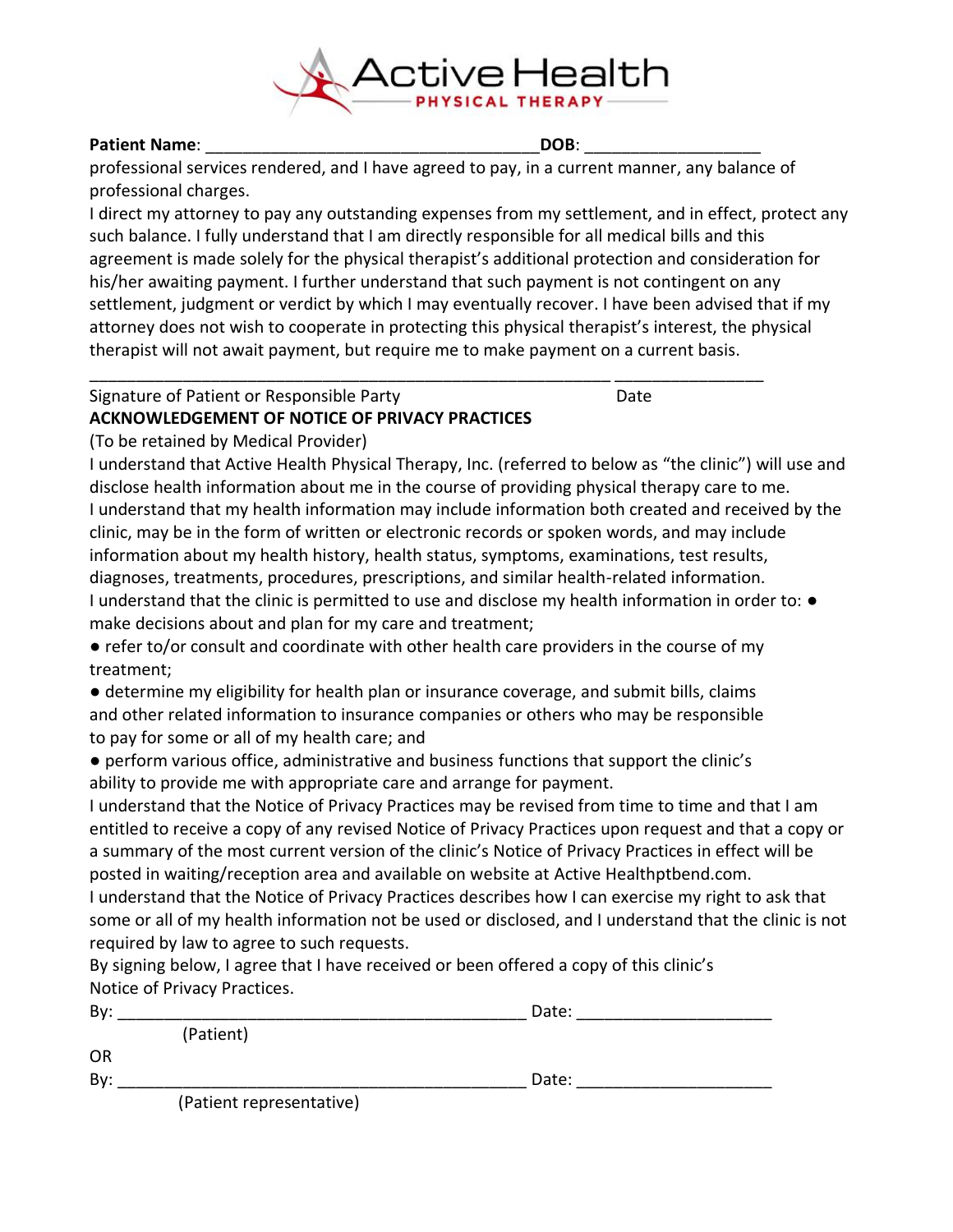**Patient Name**: ___________________________________**DOB**: __________________

professional services rendered, and I have agreed to pay, in a current manner, any balance of professional charges.

I direct my attorney to pay any outstanding expenses from my settlement, and in effect, protect any such balance. I fully understand that I am directly responsible for all medical bills and this agreement is made solely for the physical therapist's additional protection and consideration for his/her awaiting payment. I further understand that such payment is not contingent on any settlement, judgment or verdict by which I may eventually recover. I have been advised that if my attorney does not wish to cooperate in protecting this physical therapist's interest, the physical therapist will not await payment, but require me to make payment on a current basis.

________________________________________________________ ________________

Signature of Patient or Responsible Party Date

**ACKNOWLEDGEMENT OF NOTICE OF PRIVACY PRACTICES**

(To be retained by Medical Provider)

I understand that Active Health Physical Therapy, Inc. (referred to below as "the clinic") will use and disclose health information about me in the course of providing physical therapy care to me.

I understand that my health information may include information both created and received by the clinic, may be in the form of written or electronic records or spoken words, and may include information about my health history, health status, symptoms, examinations, test results, diagnoses, treatments, procedures, prescriptions, and similar health-related information.

I understand that the clinic is permitted to use and disclose my health information in order to:

- make decisions about and plan for my care and treatment;
- refer to/or consult and coordinate with other health care providers in the course of my treatment;
- determine my eligibility for health plan or insurance coverage, and submit bills, claims and other related information to insurance companies or others who may be responsible to pay for some or all of my health care; and
- perform various office, administrative and business functions that support the clinic's ability to provide me with appropriate care and arrange for payment.

I understand that the Notice of Privacy Practices may be revised from time to time and that I am entitled to receive a copy of any revised Notice of Privacy Practices upon request and that a copy or a summary of the most current version of the clinic's Notice of Privacy Practices in effect will be posted in waiting/reception area and available on website at Active Healthptbend.com.

I understand that the Notice of Privacy Practices describes how I can exercise my right to ask that some or all of my health information not be used or disclosed, and I understand that the clinic is not required by law to agree to such requests.

By signing below, I agree that I have received or been offered a copy of this clinic's Notice of Privacy Practices.

By: ____________________________________________ Date: _____________________

(Patient)

OR

By: ____________________________________________ Date: _____________________

(Patient representative)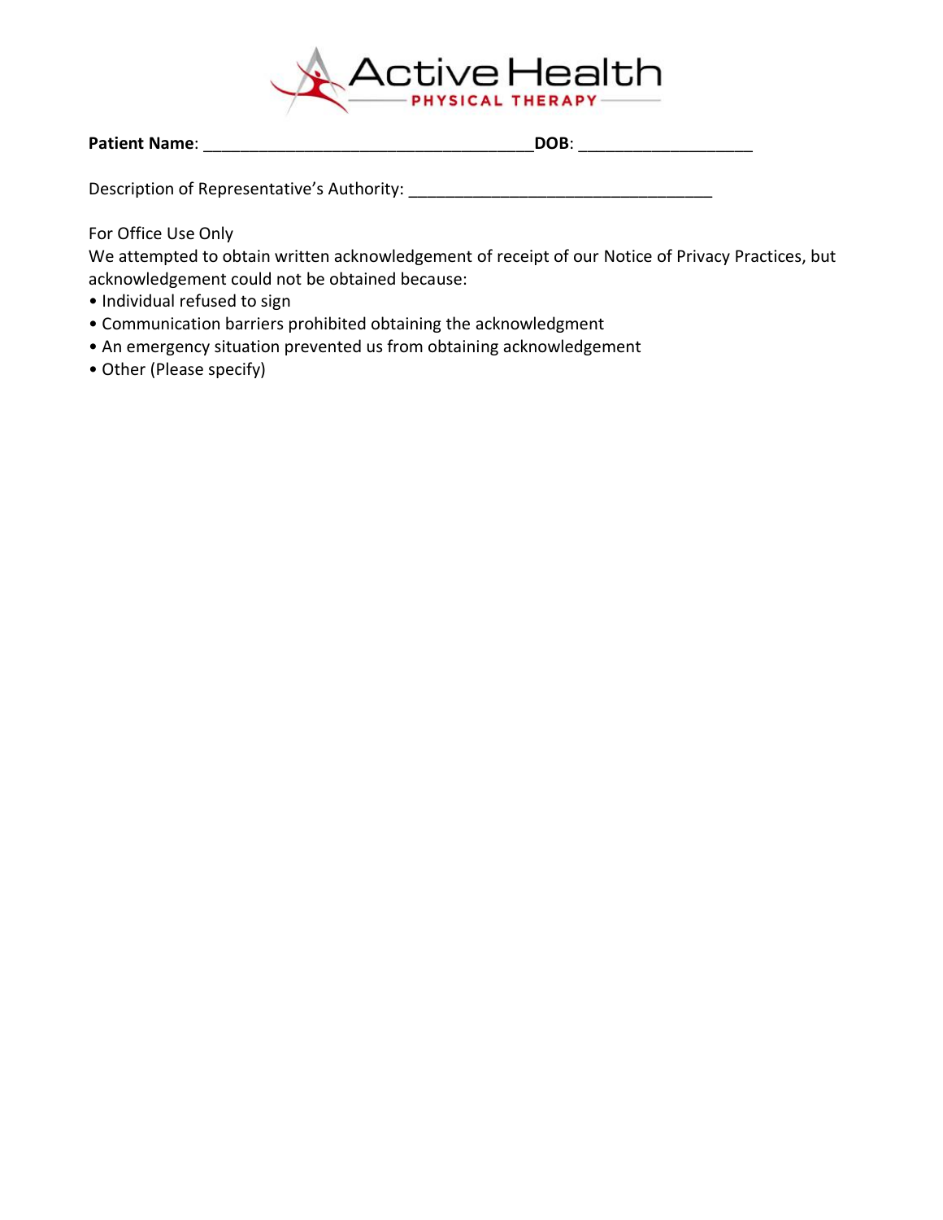Active Health
PHYSICAL THERAPY

**Patient Name**: ___________________________________**DOB**: ___________________

Description of Representative's Authority: _________________________________

For Office Use Only

We attempted to obtain written acknowledgement of receipt of our Notice of Privacy Practices, but acknowledgement could not be obtained because:

- Individual refused to sign
- Communication barriers prohibited obtaining the acknowledgment
- An emergency situation prevented us from obtaining acknowledgement
- Other (Please specify)